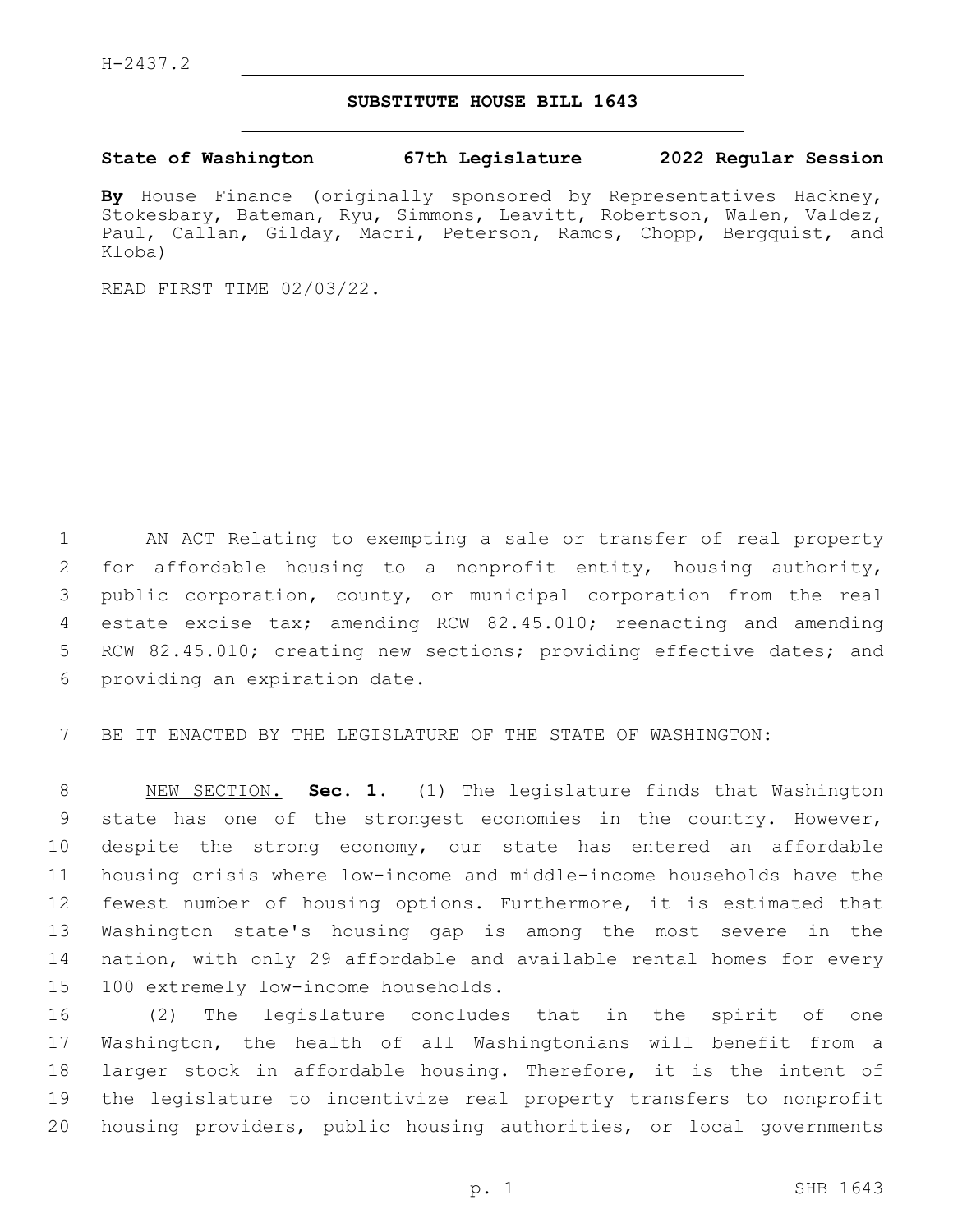H-2437.2

## SUBSTITUTE HOUSE BILL 1643

**State of Washington 67th Legislature 2022 Regular Session**

**By** House Finance (originally sponsored by Representatives Hackney, Stokesbary, Bateman, Ryu, Simmons, Leavitt, Robertson, Walen, Valdez, Paul, Callan, Gilday, Macri, Peterson, Ramos, Chopp, Bergquist, and Kloba)

READ FIRST TIME 02/03/22.

AN ACT Relating to exempting a sale or transfer of real property for affordable housing to a nonprofit entity, housing authority, public corporation, county, or municipal corporation from the real estate excise tax; amending RCW 82.45.010; reenacting and amending RCW 82.45.010; creating new sections; providing effective dates; and providing an expiration date.

BE IT ENACTED BY THE LEGISLATURE OF THE STATE OF WASHINGTON:

NEW SECTION. **Sec. 1.** (1) The legislature finds that Washington state has one of the strongest economies in the country. However, despite the strong economy, our state has entered an affordable housing crisis where low-income and middle-income households have the fewest number of housing options. Furthermore, it is estimated that Washington state's housing gap is among the most severe in the nation, with only 29 affordable and available rental homes for every 100 extremely low-income households.

(2) The legislature concludes that in the spirit of one Washington, the health of all Washingtonians will benefit from a larger stock in affordable housing. Therefore, it is the intent of the legislature to incentivize real property transfers to nonprofit housing providers, public housing authorities, or local governments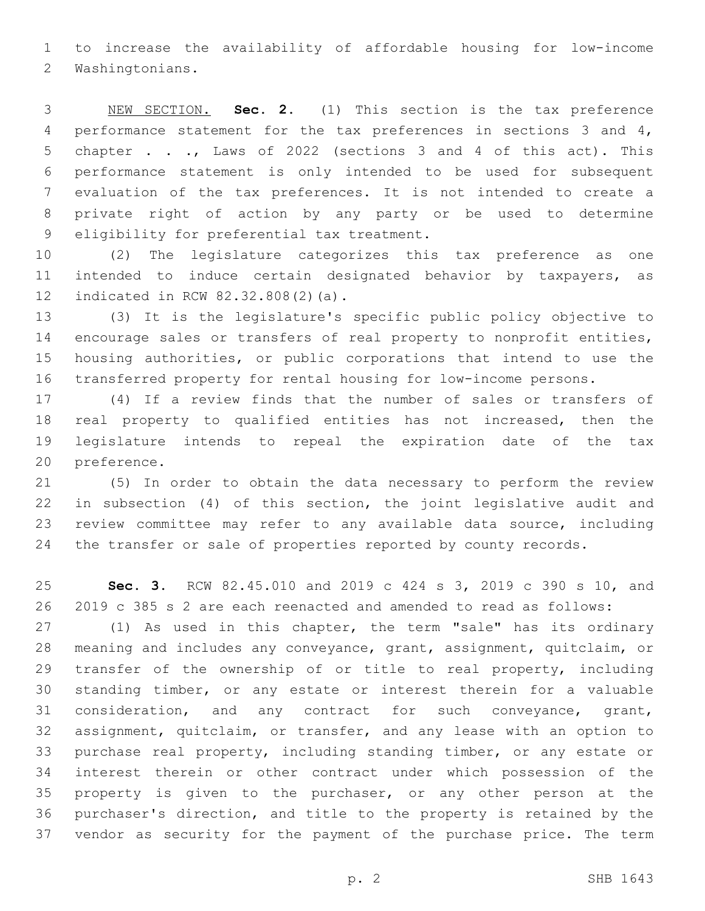to increase the availability of affordable housing for low-income Washingtonians.

NEW SECTION. **Sec. 2.** (1) This section is the tax preference performance statement for the tax preferences in sections 3 and 4, chapter . . ., Laws of 2022 (sections 3 and 4 of this act). This performance statement is only intended to be used for subsequent evaluation of the tax preferences. It is not intended to create a private right of action by any party or be used to determine eligibility for preferential tax treatment.

(2) The legislature categorizes this tax preference as one intended to induce certain designated behavior by taxpayers, as indicated in RCW 82.32.808(2)(a).

(3) It is the legislature's specific public policy objective to encourage sales or transfers of real property to nonprofit entities, housing authorities, or public corporations that intend to use the transferred property for rental housing for low-income persons.

(4) If a review finds that the number of sales or transfers of real property to qualified entities has not increased, then the legislature intends to repeal the expiration date of the tax preference.

(5) In order to obtain the data necessary to perform the review in subsection (4) of this section, the joint legislative audit and review committee may refer to any available data source, including the transfer or sale of properties reported by county records.

**Sec. 3.** RCW 82.45.010 and 2019 c 424 s 3, 2019 c 390 s 10, and 2019 c 385 s 2 are each reenacted and amended to read as follows:

(1) As used in this chapter, the term "sale" has its ordinary meaning and includes any conveyance, grant, assignment, quitclaim, or transfer of the ownership of or title to real property, including standing timber, or any estate or interest therein for a valuable consideration, and any contract for such conveyance, grant, assignment, quitclaim, or transfer, and any lease with an option to purchase real property, including standing timber, or any estate or interest therein or other contract under which possession of the property is given to the purchaser, or any other person at the purchaser's direction, and title to the property is retained by the vendor as security for the payment of the purchase price. The term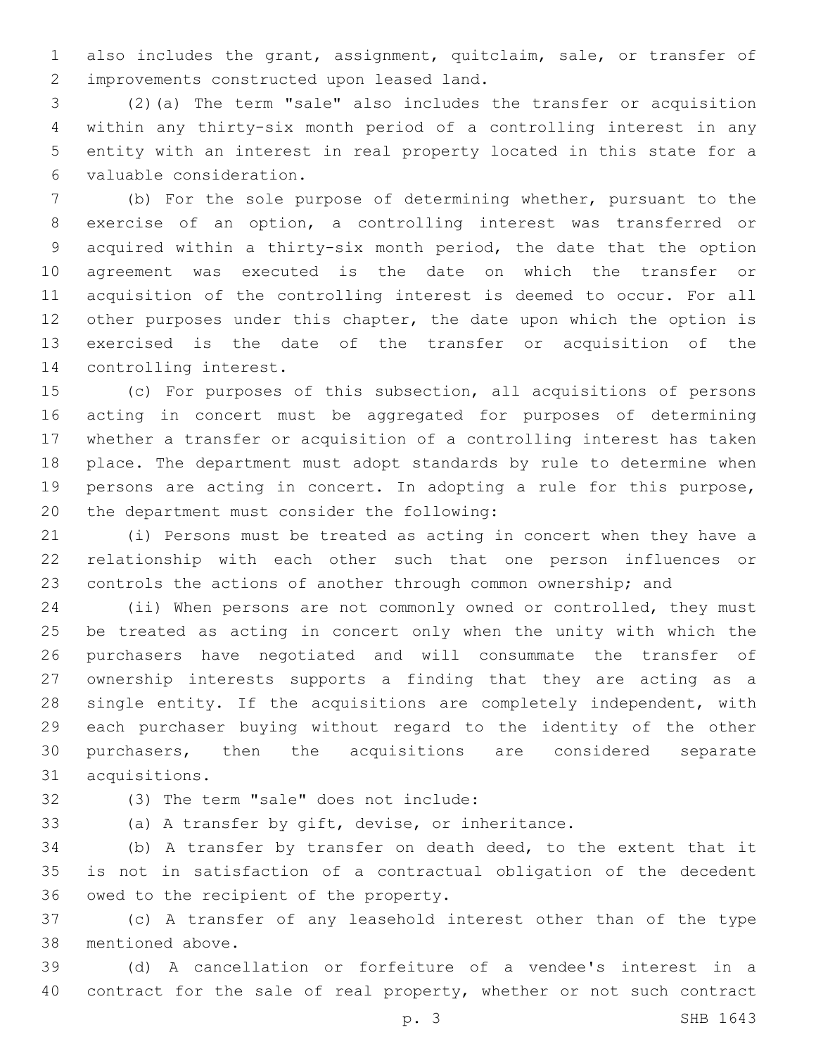also includes the grant, assignment, quitclaim, sale, or transfer of improvements constructed upon leased land.

(2)(a) The term "sale" also includes the transfer or acquisition within any thirty-six month period of a controlling interest in any entity with an interest in real property located in this state for a valuable consideration.

(b) For the sole purpose of determining whether, pursuant to the exercise of an option, a controlling interest was transferred or acquired within a thirty-six month period, the date that the option agreement was executed is the date on which the transfer or acquisition of the controlling interest is deemed to occur. For all other purposes under this chapter, the date upon which the option is exercised is the date of the transfer or acquisition of the controlling interest.

(c) For purposes of this subsection, all acquisitions of persons acting in concert must be aggregated for purposes of determining whether a transfer or acquisition of a controlling interest has taken place. The department must adopt standards by rule to determine when persons are acting in concert. In adopting a rule for this purpose, the department must consider the following:

(i) Persons must be treated as acting in concert when they have a relationship with each other such that one person influences or controls the actions of another through common ownership; and

(ii) When persons are not commonly owned or controlled, they must be treated as acting in concert only when the unity with which the purchasers have negotiated and will consummate the transfer of ownership interests supports a finding that they are acting as a single entity. If the acquisitions are completely independent, with each purchaser buying without regard to the identity of the other purchasers, then the acquisitions are considered separate acquisitions.

(3) The term "sale" does not include:

(a) A transfer by gift, devise, or inheritance.

(b) A transfer by transfer on death deed, to the extent that it is not in satisfaction of a contractual obligation of the decedent owed to the recipient of the property.

(c) A transfer of any leasehold interest other than of the type mentioned above.

(d) A cancellation or forfeiture of a vendee's interest in a contract for the sale of real property, whether or not such contract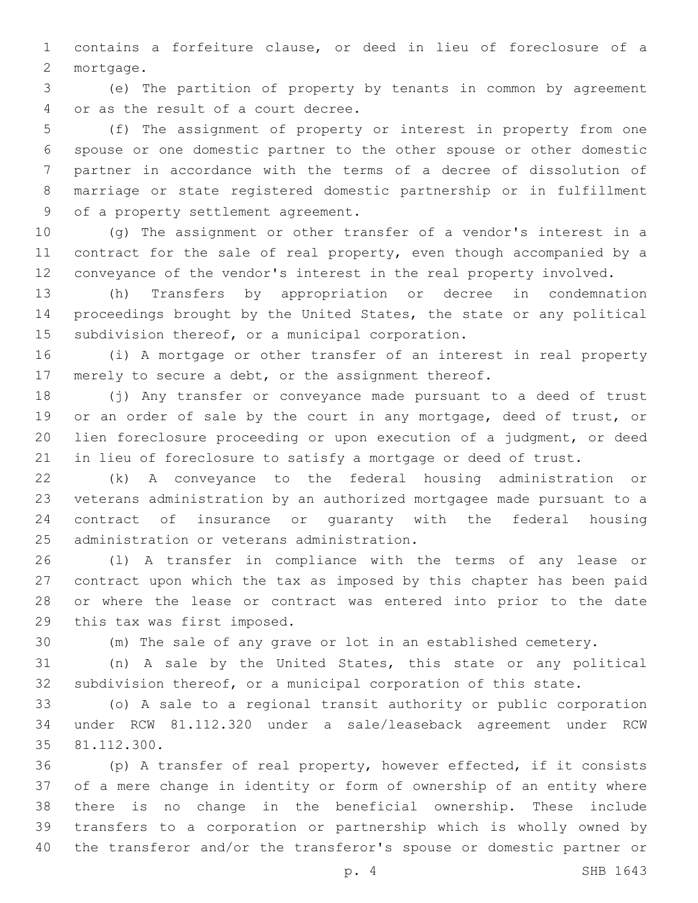contains a forfeiture clause, or deed in lieu of foreclosure of a mortgage.

(e) The partition of property by tenants in common by agreement or as the result of a court decree.

(f) The assignment of property or interest in property from one spouse or one domestic partner to the other spouse or other domestic partner in accordance with the terms of a decree of dissolution of marriage or state registered domestic partnership or in fulfillment of a property settlement agreement.

(g) The assignment or other transfer of a vendor's interest in a contract for the sale of real property, even though accompanied by a conveyance of the vendor's interest in the real property involved.

(h) Transfers by appropriation or decree in condemnation proceedings brought by the United States, the state or any political subdivision thereof, or a municipal corporation.

(i) A mortgage or other transfer of an interest in real property merely to secure a debt, or the assignment thereof.

(j) Any transfer or conveyance made pursuant to a deed of trust or an order of sale by the court in any mortgage, deed of trust, or lien foreclosure proceeding or upon execution of a judgment, or deed in lieu of foreclosure to satisfy a mortgage or deed of trust.

(k) A conveyance to the federal housing administration or veterans administration by an authorized mortgagee made pursuant to a contract of insurance or guaranty with the federal housing administration or veterans administration.

(l) A transfer in compliance with the terms of any lease or contract upon which the tax as imposed by this chapter has been paid or where the lease or contract was entered into prior to the date this tax was first imposed.

(m) The sale of any grave or lot in an established cemetery.

(n) A sale by the United States, this state or any political subdivision thereof, or a municipal corporation of this state.

(o) A sale to a regional transit authority or public corporation under RCW 81.112.320 under a sale/leaseback agreement under RCW 81.112.300.

(p) A transfer of real property, however effected, if it consists of a mere change in identity or form of ownership of an entity where there is no change in the beneficial ownership. These include transfers to a corporation or partnership which is wholly owned by the transferor and/or the transferor's spouse or domestic partner or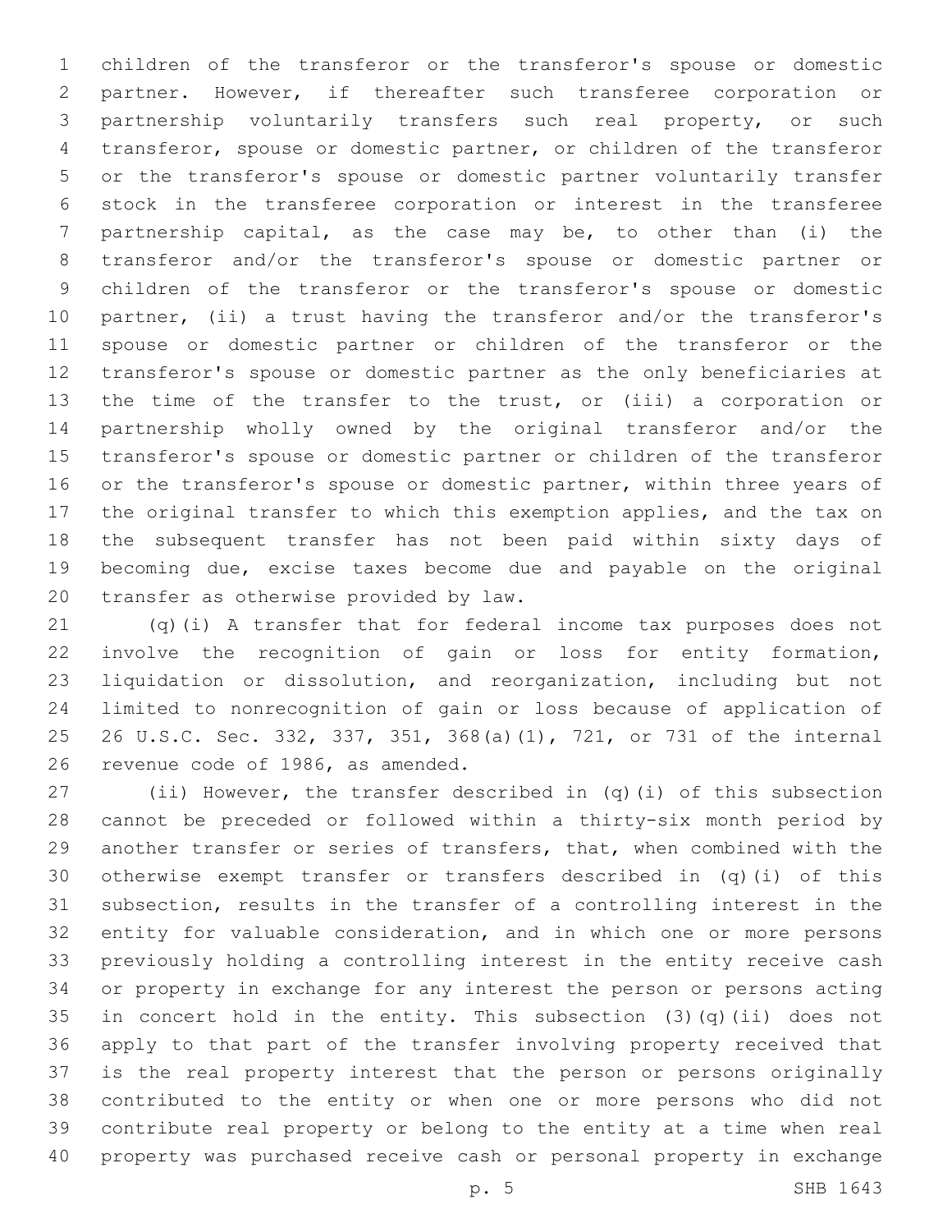children of the transferor or the transferor's spouse or domestic partner. However, if thereafter such transferee corporation or partnership voluntarily transfers such real property, or such transferor, spouse or domestic partner, or children of the transferor or the transferor's spouse or domestic partner voluntarily transfer stock in the transferee corporation or interest in the transferee partnership capital, as the case may be, to other than (i) the transferor and/or the transferor's spouse or domestic partner or children of the transferor or the transferor's spouse or domestic partner, (ii) a trust having the transferor and/or the transferor's spouse or domestic partner or children of the transferor or the transferor's spouse or domestic partner as the only beneficiaries at the time of the transfer to the trust, or (iii) a corporation or partnership wholly owned by the original transferor and/or the transferor's spouse or domestic partner or children of the transferor or the transferor's spouse or domestic partner, within three years of the original transfer to which this exemption applies, and the tax on the subsequent transfer has not been paid within sixty days of becoming due, excise taxes become due and payable on the original transfer as otherwise provided by law.

(q)(i) A transfer that for federal income tax purposes does not involve the recognition of gain or loss for entity formation, liquidation or dissolution, and reorganization, including but not limited to nonrecognition of gain or loss because of application of 26 U.S.C. Sec. 332, 337, 351, 368(a)(1), 721, or 731 of the internal revenue code of 1986, as amended.

(ii) However, the transfer described in (q)(i) of this subsection cannot be preceded or followed within a thirty-six month period by another transfer or series of transfers, that, when combined with the otherwise exempt transfer or transfers described in (q)(i) of this subsection, results in the transfer of a controlling interest in the entity for valuable consideration, and in which one or more persons previously holding a controlling interest in the entity receive cash or property in exchange for any interest the person or persons acting in concert hold in the entity. This subsection (3)(q)(ii) does not apply to that part of the transfer involving property received that is the real property interest that the person or persons originally contributed to the entity or when one or more persons who did not contribute real property or belong to the entity at a time when real property was purchased receive cash or personal property in exchange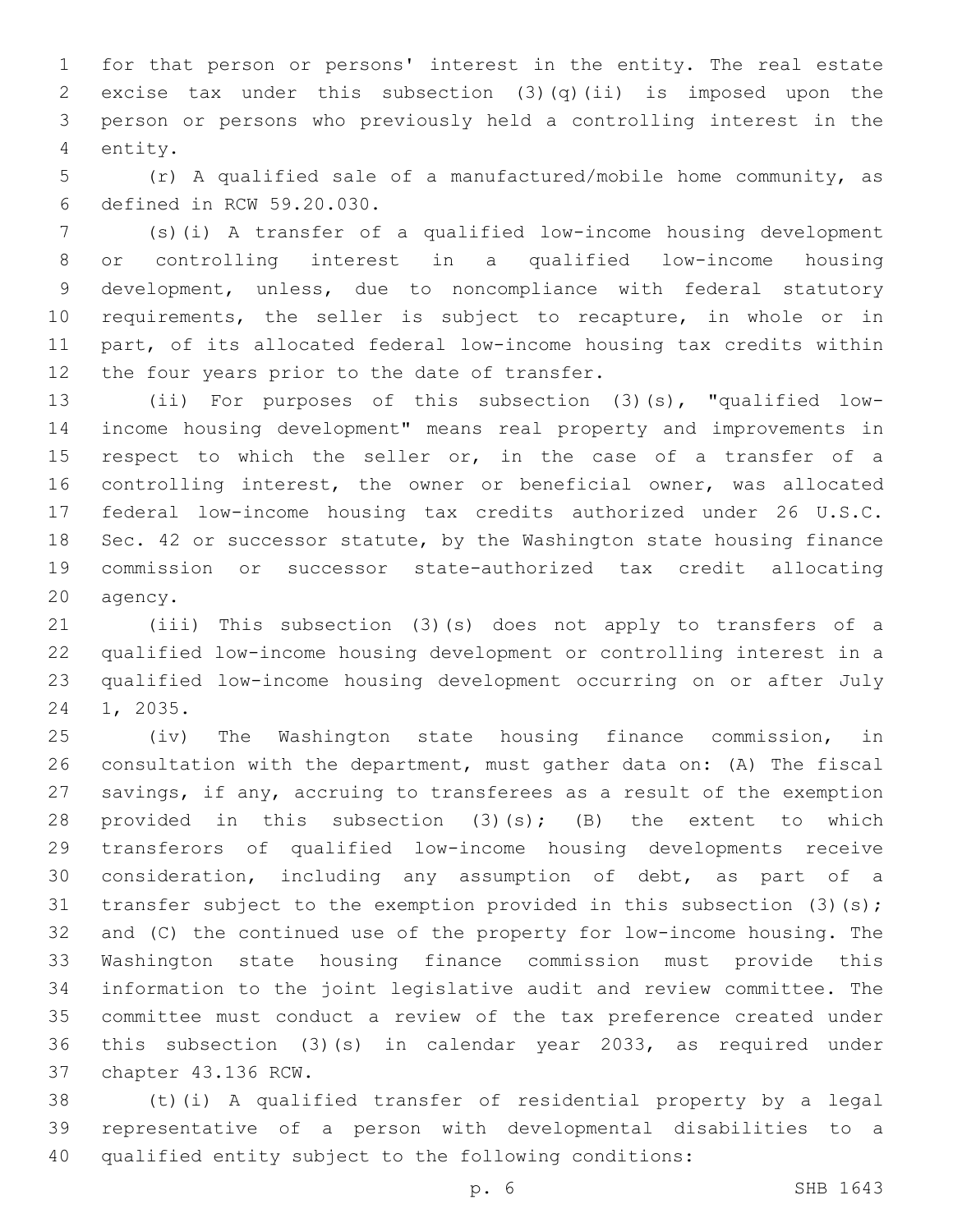for that person or persons' interest in the entity. The real estate excise tax under this subsection (3)(q)(ii) is imposed upon the person or persons who previously held a controlling interest in the entity.

(r) A qualified sale of a manufactured/mobile home community, as defined in RCW 59.20.030.

(s)(i) A transfer of a qualified low-income housing development or controlling interest in a qualified low-income housing development, unless, due to noncompliance with federal statutory requirements, the seller is subject to recapture, in whole or in part, of its allocated federal low-income housing tax credits within the four years prior to the date of transfer.

(ii) For purposes of this subsection (3)(s), "qualified low-income housing development" means real property and improvements in respect to which the seller or, in the case of a transfer of a controlling interest, the owner or beneficial owner, was allocated federal low-income housing tax credits authorized under 26 U.S.C. Sec. 42 or successor statute, by the Washington state housing finance commission or successor state-authorized tax credit allocating agency.

(iii) This subsection (3)(s) does not apply to transfers of a qualified low-income housing development or controlling interest in a qualified low-income housing development occurring on or after July 1, 2035.

(iv) The Washington state housing finance commission, in consultation with the department, must gather data on: (A) The fiscal savings, if any, accruing to transferees as a result of the exemption provided in this subsection (3)(s); (B) the extent to which transferors of qualified low-income housing developments receive consideration, including any assumption of debt, as part of a transfer subject to the exemption provided in this subsection (3)(s); and (C) the continued use of the property for low-income housing. The Washington state housing finance commission must provide this information to the joint legislative audit and review committee. The committee must conduct a review of the tax preference created under this subsection (3)(s) in calendar year 2033, as required under chapter 43.136 RCW.

(t)(i) A qualified transfer of residential property by a legal representative of a person with developmental disabilities to a qualified entity subject to the following conditions: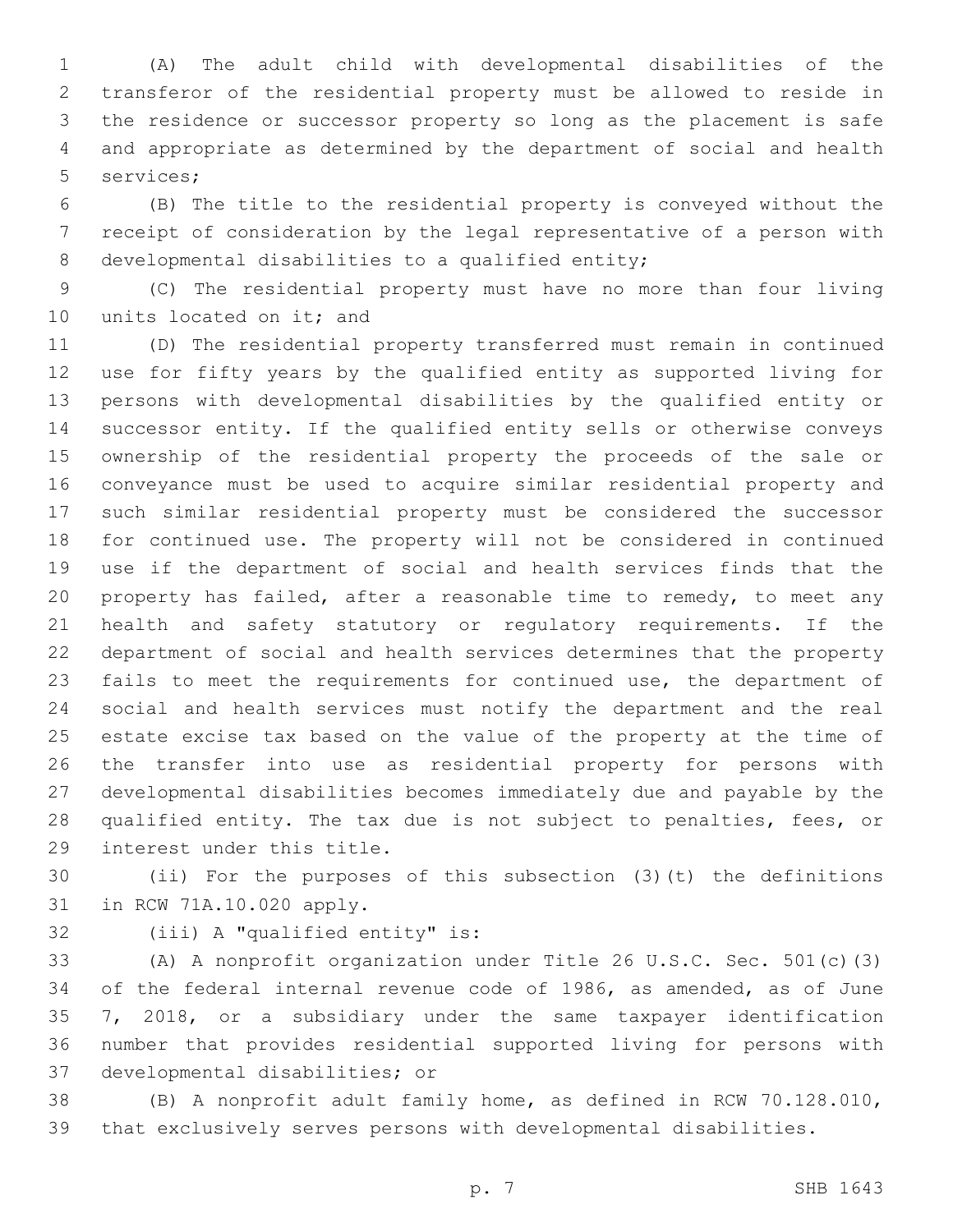(A) The adult child with developmental disabilities of the transferor of the residential property must be allowed to reside in the residence or successor property so long as the placement is safe and appropriate as determined by the department of social and health services;

(B) The title to the residential property is conveyed without the receipt of consideration by the legal representative of a person with developmental disabilities to a qualified entity;

(C) The residential property must have no more than four living units located on it; and

(D) The residential property transferred must remain in continued use for fifty years by the qualified entity as supported living for persons with developmental disabilities by the qualified entity or successor entity. If the qualified entity sells or otherwise conveys ownership of the residential property the proceeds of the sale or conveyance must be used to acquire similar residential property and such similar residential property must be considered the successor for continued use. The property will not be considered in continued use if the department of social and health services finds that the property has failed, after a reasonable time to remedy, to meet any health and safety statutory or regulatory requirements. If the department of social and health services determines that the property fails to meet the requirements for continued use, the department of social and health services must notify the department and the real estate excise tax based on the value of the property at the time of the transfer into use as residential property for persons with developmental disabilities becomes immediately due and payable by the qualified entity. The tax due is not subject to penalties, fees, or interest under this title.

(ii) For the purposes of this subsection (3)(t) the definitions in RCW 71A.10.020 apply.

(iii) A "qualified entity" is:

(A) A nonprofit organization under Title 26 U.S.C. Sec. 501(c)(3) of the federal internal revenue code of 1986, as amended, as of June 7, 2018, or a subsidiary under the same taxpayer identification number that provides residential supported living for persons with developmental disabilities; or

(B) A nonprofit adult family home, as defined in RCW 70.128.010, that exclusively serves persons with developmental disabilities.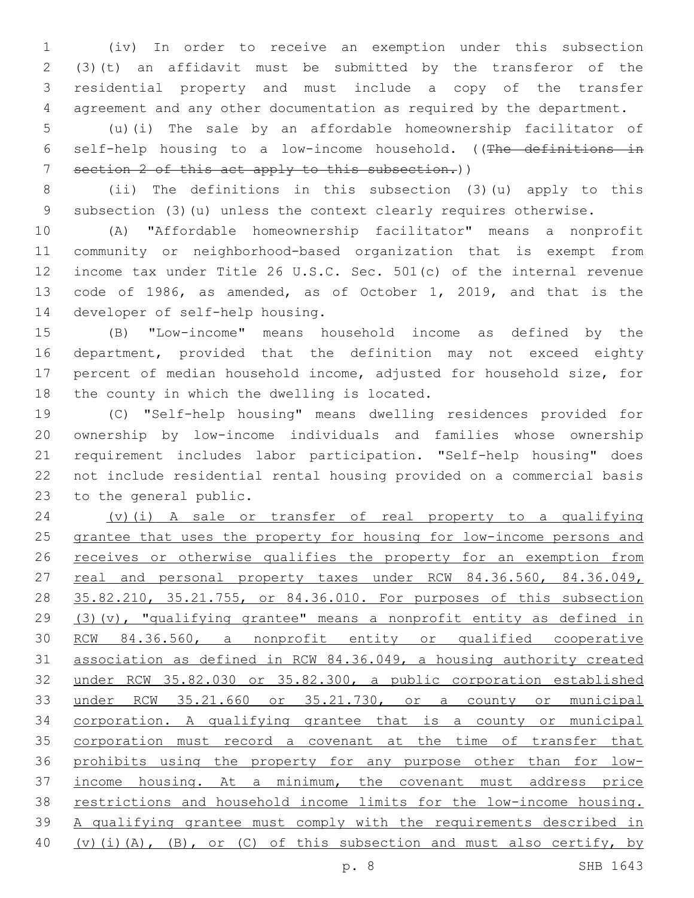(iv) In order to receive an exemption under this subsection (3)(t) an affidavit must be submitted by the transferor of the residential property and must include a copy of the transfer agreement and any other documentation as required by the department.

(u)(i) The sale by an affordable homeownership facilitator of self-help housing to a low-income household. ((~~The definitions in section 2 of this act apply to this subsection.~~))

(ii) The definitions in this subsection (3)(u) apply to this subsection (3)(u) unless the context clearly requires otherwise.

(A) "Affordable homeownership facilitator" means a nonprofit community or neighborhood-based organization that is exempt from income tax under Title 26 U.S.C. Sec. 501(c) of the internal revenue code of 1986, as amended, as of October 1, 2019, and that is the developer of self-help housing.

(B) "Low-income" means household income as defined by the department, provided that the definition may not exceed eighty percent of median household income, adjusted for household size, for the county in which the dwelling is located.

(C) "Self-help housing" means dwelling residences provided for ownership by low-income individuals and families whose ownership requirement includes labor participation. "Self-help housing" does not include residential rental housing provided on a commercial basis to the general public.

<u>(v)(i) A sale or transfer of real property to a qualifying grantee that uses the property for housing for low-income persons and receives or otherwise qualifies the property for an exemption from real and personal property taxes under RCW 84.36.560, 84.36.049, 35.82.210, 35.21.755, or 84.36.010. For purposes of this subsection (3)(v), "qualifying grantee" means a nonprofit entity as defined in RCW 84.36.560, a nonprofit entity or qualified cooperative association as defined in RCW 84.36.049, a housing authority created under RCW 35.82.030 or 35.82.300, a public corporation established under RCW 35.21.660 or 35.21.730, or a county or municipal corporation. A qualifying grantee that is a county or municipal corporation must record a covenant at the time of transfer that prohibits using the property for any purpose other than for low-income housing. At a minimum, the covenant must address price restrictions and household income limits for the low-income housing. A qualifying grantee must comply with the requirements described in (v)(i)(A), (B), or (C) of this subsection and must also certify, by</u>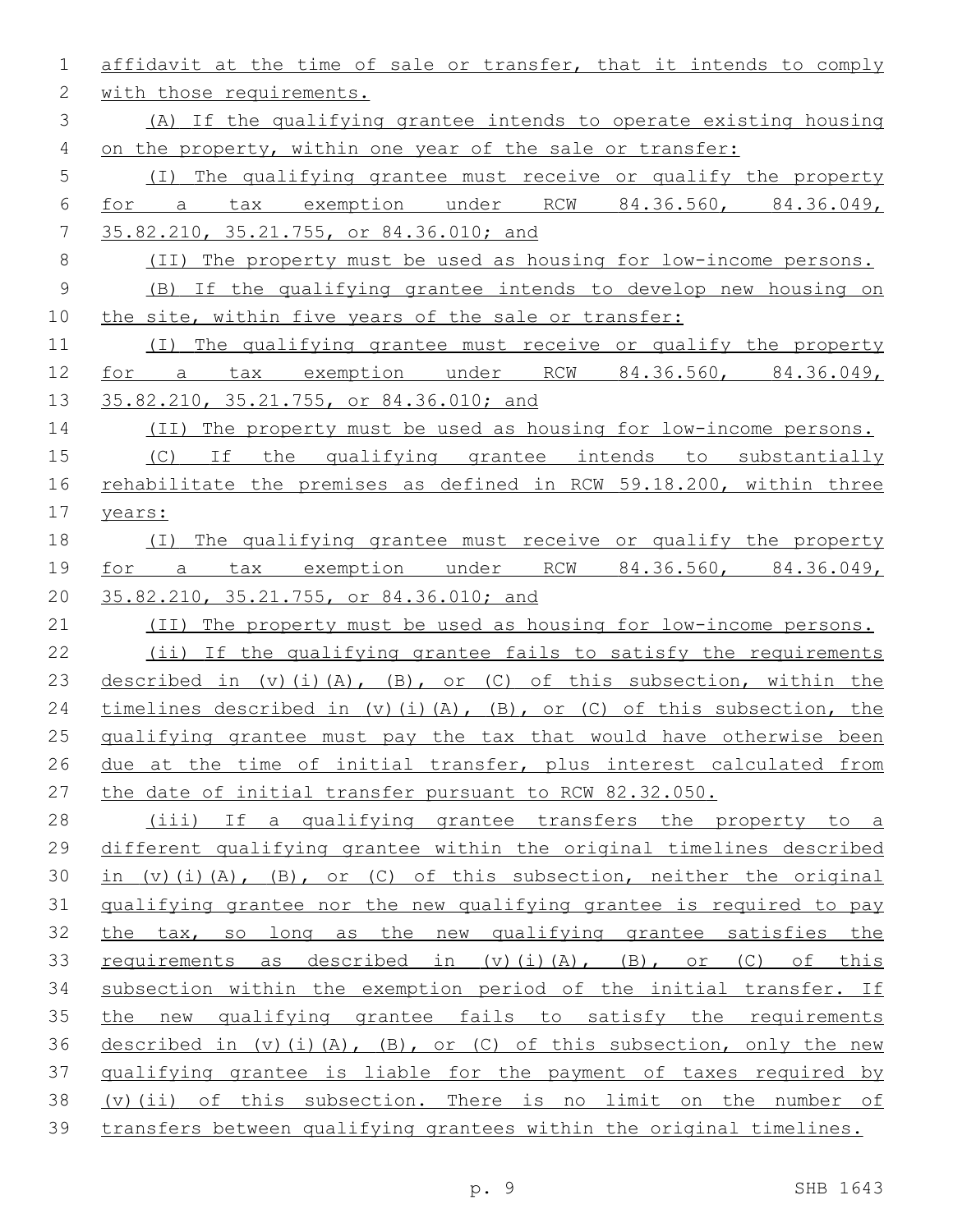affidavit at the time of sale or transfer, that it intends to comply with those requirements.

(A) If the qualifying grantee intends to operate existing housing on the property, within one year of the sale or transfer:

(I) The qualifying grantee must receive or qualify the property for a tax exemption under RCW 84.36.560, 84.36.049, 35.82.210, 35.21.755, or 84.36.010; and

(II) The property must be used as housing for low-income persons.

(B) If the qualifying grantee intends to develop new housing on the site, within five years of the sale or transfer:

(I) The qualifying grantee must receive or qualify the property for a tax exemption under RCW 84.36.560, 84.36.049, 35.82.210, 35.21.755, or 84.36.010; and

(II) The property must be used as housing for low-income persons.

(C) If the qualifying grantee intends to substantially rehabilitate the premises as defined in RCW 59.18.200, within three years:

(I) The qualifying grantee must receive or qualify the property for a tax exemption under RCW 84.36.560, 84.36.049, 35.82.210, 35.21.755, or 84.36.010; and

(II) The property must be used as housing for low-income persons.

(ii) If the qualifying grantee fails to satisfy the requirements described in (v)(i)(A), (B), or (C) of this subsection, within the timelines described in (v)(i)(A), (B), or (C) of this subsection, the qualifying grantee must pay the tax that would have otherwise been due at the time of initial transfer, plus interest calculated from the date of initial transfer pursuant to RCW 82.32.050.

(iii) If a qualifying grantee transfers the property to a different qualifying grantee within the original timelines described in (v)(i)(A), (B), or (C) of this subsection, neither the original qualifying grantee nor the new qualifying grantee is required to pay the tax, so long as the new qualifying grantee satisfies the requirements as described in (v)(i)(A), (B), or (C) of this subsection within the exemption period of the initial transfer. If the new qualifying grantee fails to satisfy the requirements described in (v)(i)(A), (B), or (C) of this subsection, only the new qualifying grantee is liable for the payment of taxes required by (v)(ii) of this subsection. There is no limit on the number of transfers between qualifying grantees within the original timelines.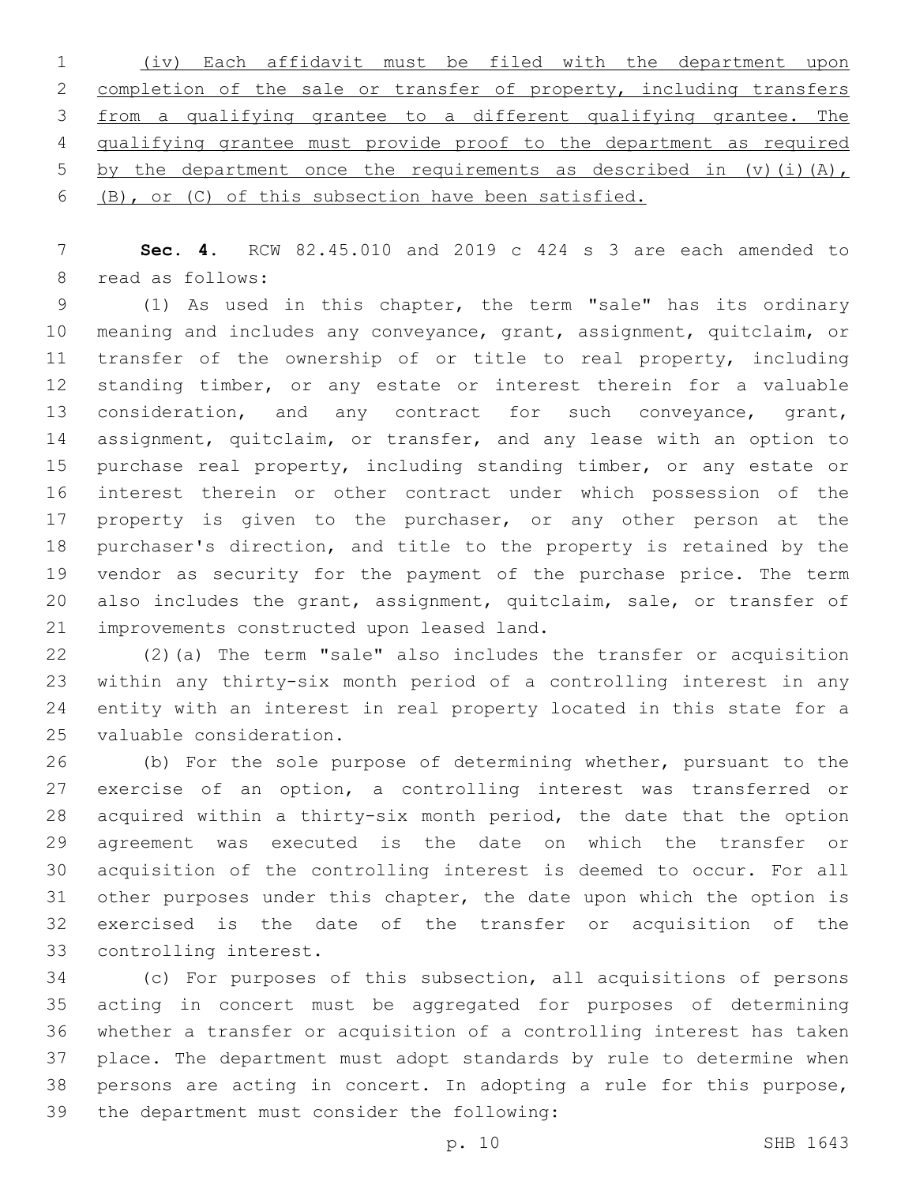(iv) Each affidavit must be filed with the department upon completion of the sale or transfer of property, including transfers from a qualifying grantee to a different qualifying grantee. The qualifying grantee must provide proof to the department as required by the department once the requirements as described in (v)(i)(A), (B), or (C) of this subsection have been satisfied.

**Sec. 4.** RCW 82.45.010 and 2019 c 424 s 3 are each amended to read as follows:

(1) As used in this chapter, the term "sale" has its ordinary meaning and includes any conveyance, grant, assignment, quitclaim, or transfer of the ownership of or title to real property, including standing timber, or any estate or interest therein for a valuable consideration, and any contract for such conveyance, grant, assignment, quitclaim, or transfer, and any lease with an option to purchase real property, including standing timber, or any estate or interest therein or other contract under which possession of the property is given to the purchaser, or any other person at the purchaser's direction, and title to the property is retained by the vendor as security for the payment of the purchase price. The term also includes the grant, assignment, quitclaim, sale, or transfer of improvements constructed upon leased land.

(2)(a) The term "sale" also includes the transfer or acquisition within any thirty-six month period of a controlling interest in any entity with an interest in real property located in this state for a valuable consideration.

(b) For the sole purpose of determining whether, pursuant to the exercise of an option, a controlling interest was transferred or acquired within a thirty-six month period, the date that the option agreement was executed is the date on which the transfer or acquisition of the controlling interest is deemed to occur. For all other purposes under this chapter, the date upon which the option is exercised is the date of the transfer or acquisition of the controlling interest.

(c) For purposes of this subsection, all acquisitions of persons acting in concert must be aggregated for purposes of determining whether a transfer or acquisition of a controlling interest has taken place. The department must adopt standards by rule to determine when persons are acting in concert. In adopting a rule for this purpose, the department must consider the following: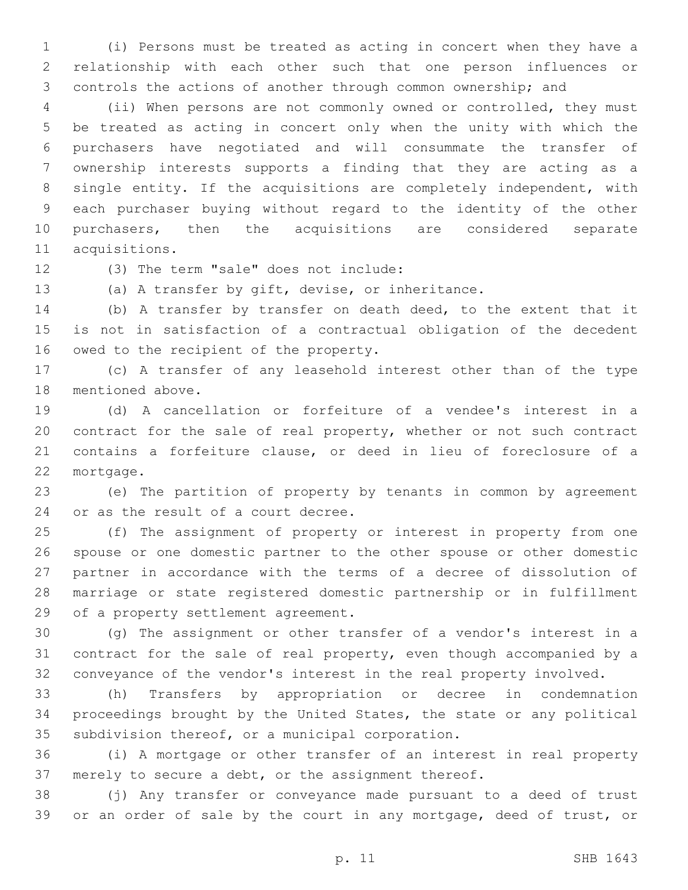(i) Persons must be treated as acting in concert when they have a relationship with each other such that one person influences or controls the actions of another through common ownership; and

(ii) When persons are not commonly owned or controlled, they must be treated as acting in concert only when the unity with which the purchasers have negotiated and will consummate the transfer of ownership interests supports a finding that they are acting as a single entity. If the acquisitions are completely independent, with each purchaser buying without regard to the identity of the other purchasers, then the acquisitions are considered separate acquisitions.

(3) The term "sale" does not include:

(a) A transfer by gift, devise, or inheritance.

(b) A transfer by transfer on death deed, to the extent that it is not in satisfaction of a contractual obligation of the decedent owed to the recipient of the property.

(c) A transfer of any leasehold interest other than of the type mentioned above.

(d) A cancellation or forfeiture of a vendee's interest in a contract for the sale of real property, whether or not such contract contains a forfeiture clause, or deed in lieu of foreclosure of a mortgage.

(e) The partition of property by tenants in common by agreement or as the result of a court decree.

(f) The assignment of property or interest in property from one spouse or one domestic partner to the other spouse or other domestic partner in accordance with the terms of a decree of dissolution of marriage or state registered domestic partnership or in fulfillment of a property settlement agreement.

(g) The assignment or other transfer of a vendor's interest in a contract for the sale of real property, even though accompanied by a conveyance of the vendor's interest in the real property involved.

(h) Transfers by appropriation or decree in condemnation proceedings brought by the United States, the state or any political subdivision thereof, or a municipal corporation.

(i) A mortgage or other transfer of an interest in real property merely to secure a debt, or the assignment thereof.

(j) Any transfer or conveyance made pursuant to a deed of trust or an order of sale by the court in any mortgage, deed of trust, or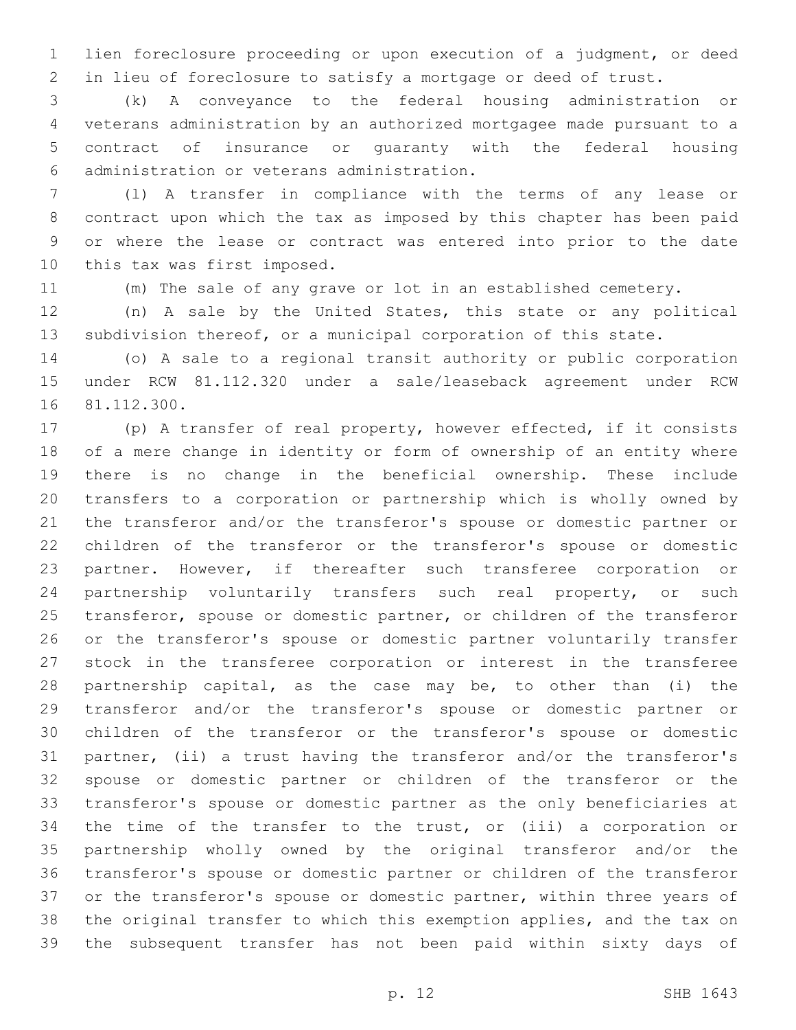lien foreclosure proceeding or upon execution of a judgment, or deed in lieu of foreclosure to satisfy a mortgage or deed of trust.

(k) A conveyance to the federal housing administration or veterans administration by an authorized mortgagee made pursuant to a contract of insurance or guaranty with the federal housing administration or veterans administration.

(l) A transfer in compliance with the terms of any lease or contract upon which the tax as imposed by this chapter has been paid or where the lease or contract was entered into prior to the date this tax was first imposed.

(m) The sale of any grave or lot in an established cemetery.

(n) A sale by the United States, this state or any political subdivision thereof, or a municipal corporation of this state.

(o) A sale to a regional transit authority or public corporation under RCW 81.112.320 under a sale/leaseback agreement under RCW 81.112.300.

(p) A transfer of real property, however effected, if it consists of a mere change in identity or form of ownership of an entity where there is no change in the beneficial ownership. These include transfers to a corporation or partnership which is wholly owned by the transferor and/or the transferor's spouse or domestic partner or children of the transferor or the transferor's spouse or domestic partner. However, if thereafter such transferee corporation or partnership voluntarily transfers such real property, or such transferor, spouse or domestic partner, or children of the transferor or the transferor's spouse or domestic partner voluntarily transfer stock in the transferee corporation or interest in the transferee partnership capital, as the case may be, to other than (i) the transferor and/or the transferor's spouse or domestic partner or children of the transferor or the transferor's spouse or domestic partner, (ii) a trust having the transferor and/or the transferor's spouse or domestic partner or children of the transferor or the transferor's spouse or domestic partner as the only beneficiaries at the time of the transfer to the trust, or (iii) a corporation or partnership wholly owned by the original transferor and/or the transferor's spouse or domestic partner or children of the transferor or the transferor's spouse or domestic partner, within three years of the original transfer to which this exemption applies, and the tax on the subsequent transfer has not been paid within sixty days of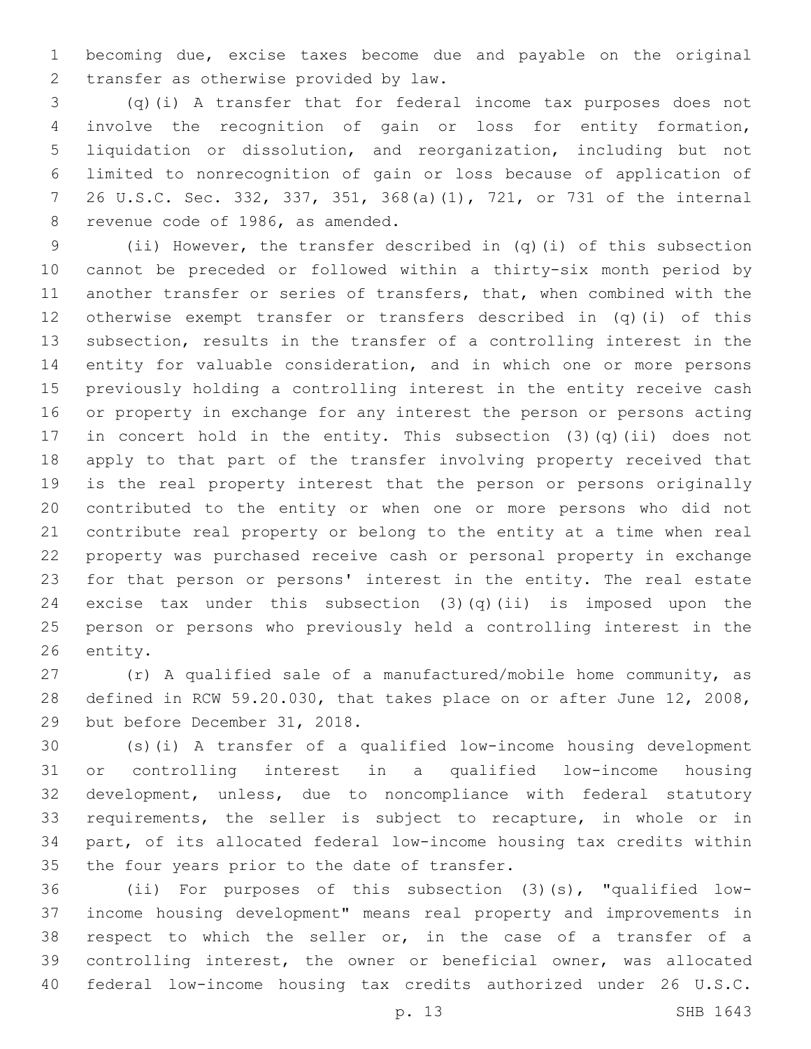becoming due, excise taxes become due and payable on the original transfer as otherwise provided by law.

(q)(i) A transfer that for federal income tax purposes does not involve the recognition of gain or loss for entity formation, liquidation or dissolution, and reorganization, including but not limited to nonrecognition of gain or loss because of application of 26 U.S.C. Sec. 332, 337, 351, 368(a)(1), 721, or 731 of the internal revenue code of 1986, as amended.

(ii) However, the transfer described in (q)(i) of this subsection cannot be preceded or followed within a thirty-six month period by another transfer or series of transfers, that, when combined with the otherwise exempt transfer or transfers described in (q)(i) of this subsection, results in the transfer of a controlling interest in the entity for valuable consideration, and in which one or more persons previously holding a controlling interest in the entity receive cash or property in exchange for any interest the person or persons acting in concert hold in the entity. This subsection (3)(q)(ii) does not apply to that part of the transfer involving property received that is the real property interest that the person or persons originally contributed to the entity or when one or more persons who did not contribute real property or belong to the entity at a time when real property was purchased receive cash or personal property in exchange for that person or persons' interest in the entity. The real estate excise tax under this subsection (3)(q)(ii) is imposed upon the person or persons who previously held a controlling interest in the entity.

(r) A qualified sale of a manufactured/mobile home community, as defined in RCW 59.20.030, that takes place on or after June 12, 2008, but before December 31, 2018.

(s)(i) A transfer of a qualified low-income housing development or controlling interest in a qualified low-income housing development, unless, due to noncompliance with federal statutory requirements, the seller is subject to recapture, in whole or in part, of its allocated federal low-income housing tax credits within the four years prior to the date of transfer.

(ii) For purposes of this subsection (3)(s), "qualified low-income housing development" means real property and improvements in respect to which the seller or, in the case of a transfer of a controlling interest, the owner or beneficial owner, was allocated federal low-income housing tax credits authorized under 26 U.S.C.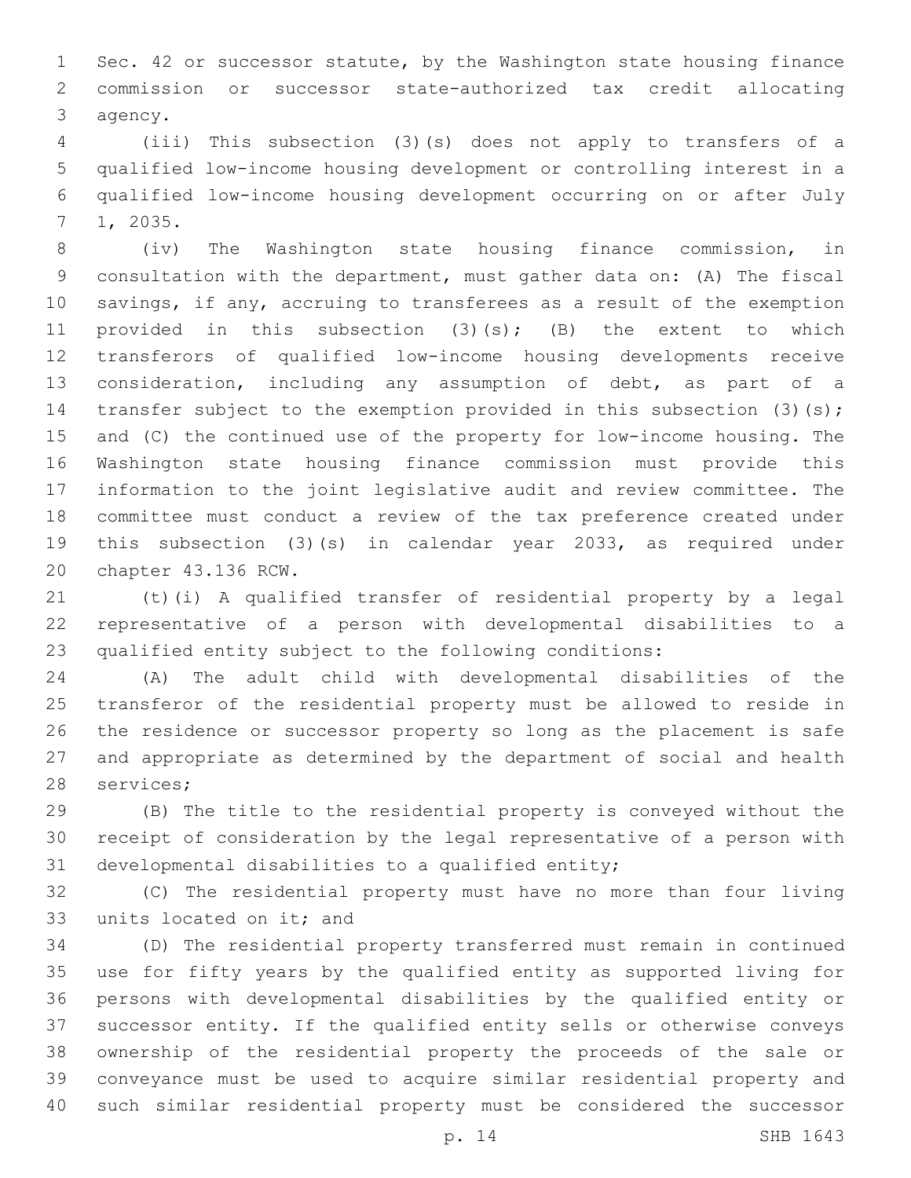Sec. 42 or successor statute, by the Washington state housing finance commission or successor state-authorized tax credit allocating agency.

(iii) This subsection (3)(s) does not apply to transfers of a qualified low-income housing development or controlling interest in a qualified low-income housing development occurring on or after July 1, 2035.

(iv) The Washington state housing finance commission, in consultation with the department, must gather data on: (A) The fiscal savings, if any, accruing to transferees as a result of the exemption provided in this subsection (3)(s); (B) the extent to which transferors of qualified low-income housing developments receive consideration, including any assumption of debt, as part of a transfer subject to the exemption provided in this subsection (3)(s); and (C) the continued use of the property for low-income housing. The Washington state housing finance commission must provide this information to the joint legislative audit and review committee. The committee must conduct a review of the tax preference created under this subsection (3)(s) in calendar year 2033, as required under chapter 43.136 RCW.

(t)(i) A qualified transfer of residential property by a legal representative of a person with developmental disabilities to a qualified entity subject to the following conditions:

(A) The adult child with developmental disabilities of the transferor of the residential property must be allowed to reside in the residence or successor property so long as the placement is safe and appropriate as determined by the department of social and health services;

(B) The title to the residential property is conveyed without the receipt of consideration by the legal representative of a person with developmental disabilities to a qualified entity;

(C) The residential property must have no more than four living units located on it; and

(D) The residential property transferred must remain in continued use for fifty years by the qualified entity as supported living for persons with developmental disabilities by the qualified entity or successor entity. If the qualified entity sells or otherwise conveys ownership of the residential property the proceeds of the sale or conveyance must be used to acquire similar residential property and such similar residential property must be considered the successor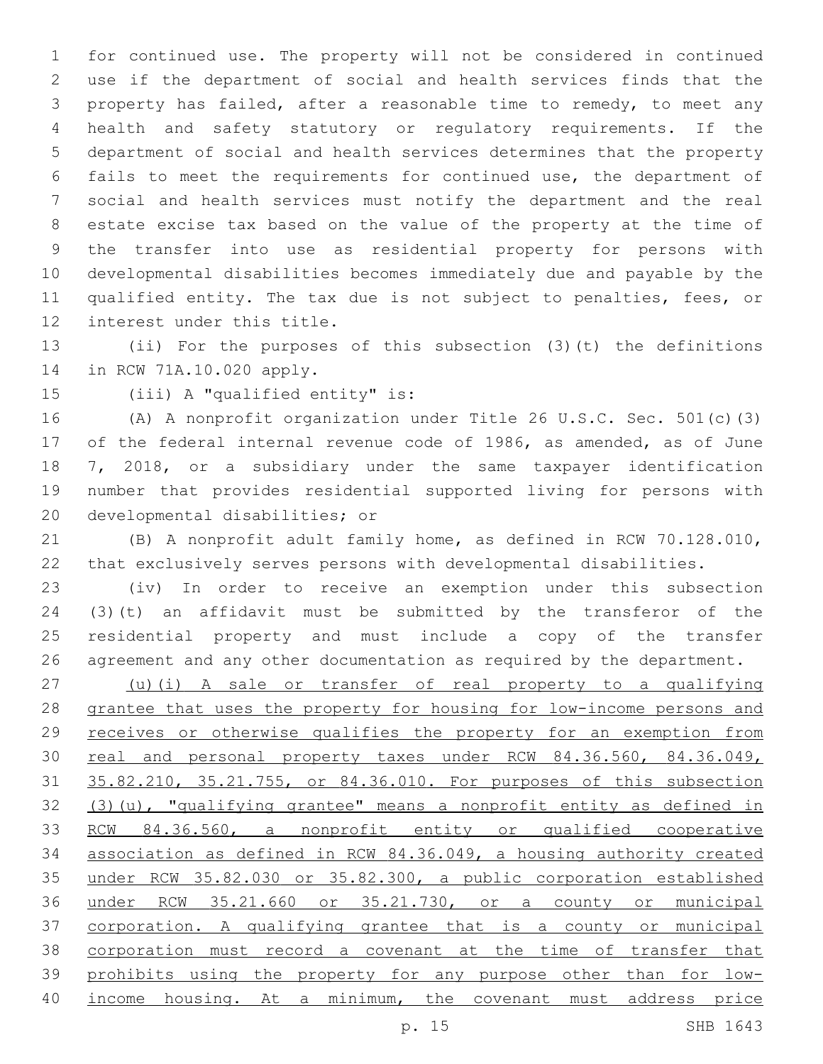for continued use. The property will not be considered in continued use if the department of social and health services finds that the property has failed, after a reasonable time to remedy, to meet any health and safety statutory or regulatory requirements. If the department of social and health services determines that the property fails to meet the requirements for continued use, the department of social and health services must notify the department and the real estate excise tax based on the value of the property at the time of the transfer into use as residential property for persons with developmental disabilities becomes immediately due and payable by the qualified entity. The tax due is not subject to penalties, fees, or interest under this title.

(ii) For the purposes of this subsection (3)(t) the definitions in RCW 71A.10.020 apply.

(iii) A "qualified entity" is:

(A) A nonprofit organization under Title 26 U.S.C. Sec. 501(c)(3) of the federal internal revenue code of 1986, as amended, as of June 7, 2018, or a subsidiary under the same taxpayer identification number that provides residential supported living for persons with developmental disabilities; or

(B) A nonprofit adult family home, as defined in RCW 70.128.010, that exclusively serves persons with developmental disabilities.

(iv) In order to receive an exemption under this subsection (3)(t) an affidavit must be submitted by the transferor of the residential property and must include a copy of the transfer agreement and any other documentation as required by the department.

<u>(u)(i) A sale or transfer of real property to a qualifying grantee that uses the property for housing for low-income persons and receives or otherwise qualifies the property for an exemption from real and personal property taxes under RCW 84.36.560, 84.36.049, 35.82.210, 35.21.755, or 84.36.010. For purposes of this subsection (3)(u), "qualifying grantee" means a nonprofit entity as defined in RCW 84.36.560, a nonprofit entity or qualified cooperative association as defined in RCW 84.36.049, a housing authority created under RCW 35.82.030 or 35.82.300, a public corporation established under RCW 35.21.660 or 35.21.730, or a county or municipal corporation. A qualifying grantee that is a county or municipal corporation must record a covenant at the time of transfer that prohibits using the property for any purpose other than for low-income housing. At a minimum, the covenant must address price</u>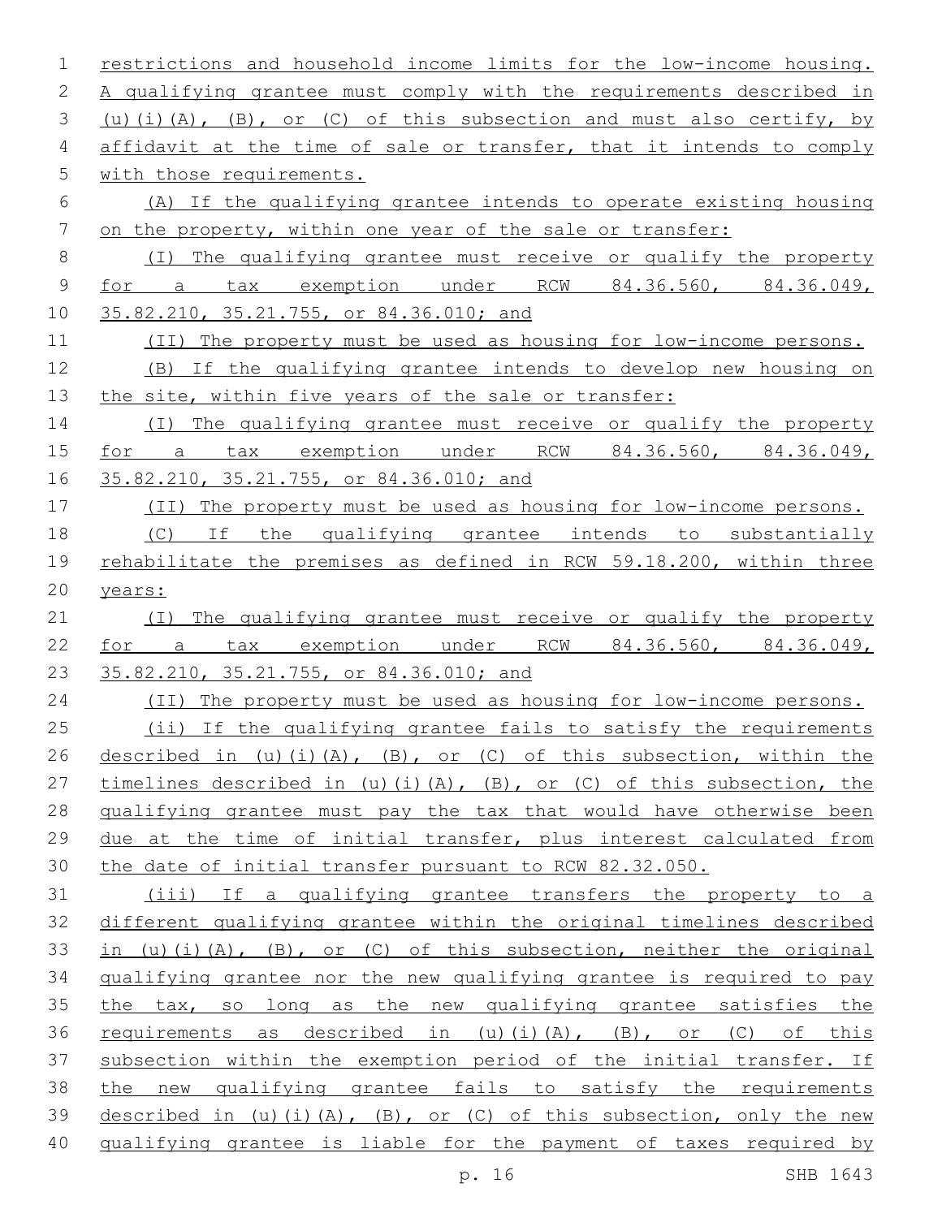restrictions and household income limits for the low-income housing. A qualifying grantee must comply with the requirements described in (u)(i)(A), (B), or (C) of this subsection and must also certify, by affidavit at the time of sale or transfer, that it intends to comply with those requirements.

(A) If the qualifying grantee intends to operate existing housing on the property, within one year of the sale or transfer:

(I) The qualifying grantee must receive or qualify the property for a tax exemption under RCW 84.36.560, 84.36.049, 35.82.210, 35.21.755, or 84.36.010; and

(II) The property must be used as housing for low-income persons.

(B) If the qualifying grantee intends to develop new housing on the site, within five years of the sale or transfer:

(I) The qualifying grantee must receive or qualify the property for a tax exemption under RCW 84.36.560, 84.36.049, 35.82.210, 35.21.755, or 84.36.010; and

(II) The property must be used as housing for low-income persons.

(C) If the qualifying grantee intends to substantially rehabilitate the premises as defined in RCW 59.18.200, within three years:

(I) The qualifying grantee must receive or qualify the property for a tax exemption under RCW 84.36.560, 84.36.049, 35.82.210, 35.21.755, or 84.36.010; and

(II) The property must be used as housing for low-income persons.

(ii) If the qualifying grantee fails to satisfy the requirements described in (u)(i)(A), (B), or (C) of this subsection, within the timelines described in (u)(i)(A), (B), or (C) of this subsection, the qualifying grantee must pay the tax that would have otherwise been due at the time of initial transfer, plus interest calculated from the date of initial transfer pursuant to RCW 82.32.050.

(iii) If a qualifying grantee transfers the property to a different qualifying grantee within the original timelines described in (u)(i)(A), (B), or (C) of this subsection, neither the original qualifying grantee nor the new qualifying grantee is required to pay the tax, so long as the new qualifying grantee satisfies the requirements as described in (u)(i)(A), (B), or (C) of this subsection within the exemption period of the initial transfer. If the new qualifying grantee fails to satisfy the requirements described in (u)(i)(A), (B), or (C) of this subsection, only the new qualifying grantee is liable for the payment of taxes required by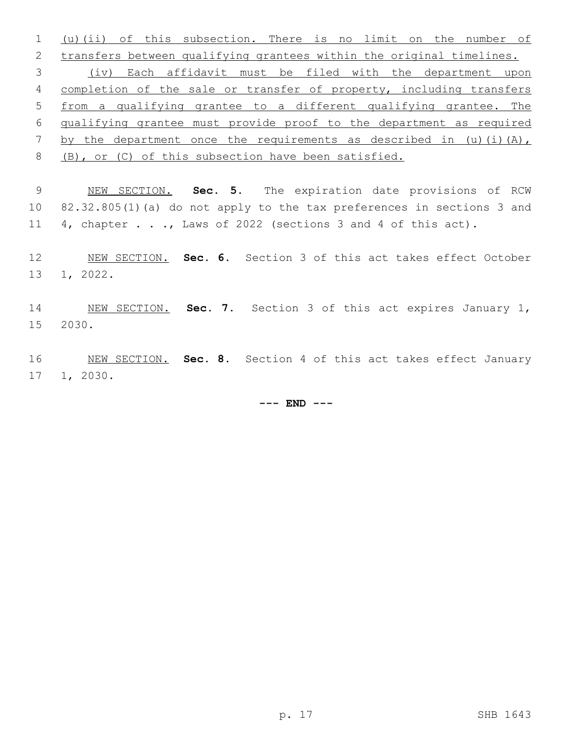(u)(ii) of this subsection. There is no limit on the number of transfers between qualifying grantees within the original timelines.

(iv) Each affidavit must be filed with the department upon completion of the sale or transfer of property, including transfers from a qualifying grantee to a different qualifying grantee. The qualifying grantee must provide proof to the department as required by the department once the requirements as described in (u)(i)(A), (B), or (C) of this subsection have been satisfied.

NEW SECTION. **Sec. 5.** The expiration date provisions of RCW 82.32.805(1)(a) do not apply to the tax preferences in sections 3 and 4, chapter . . ., Laws of 2022 (sections 3 and 4 of this act).

NEW SECTION. **Sec. 6.** Section 3 of this act takes effect October 1, 2022.

NEW SECTION. **Sec. 7.** Section 3 of this act expires January 1, 2030.

NEW SECTION. **Sec. 8.** Section 4 of this act takes effect January 1, 2030.

**--- END ---**